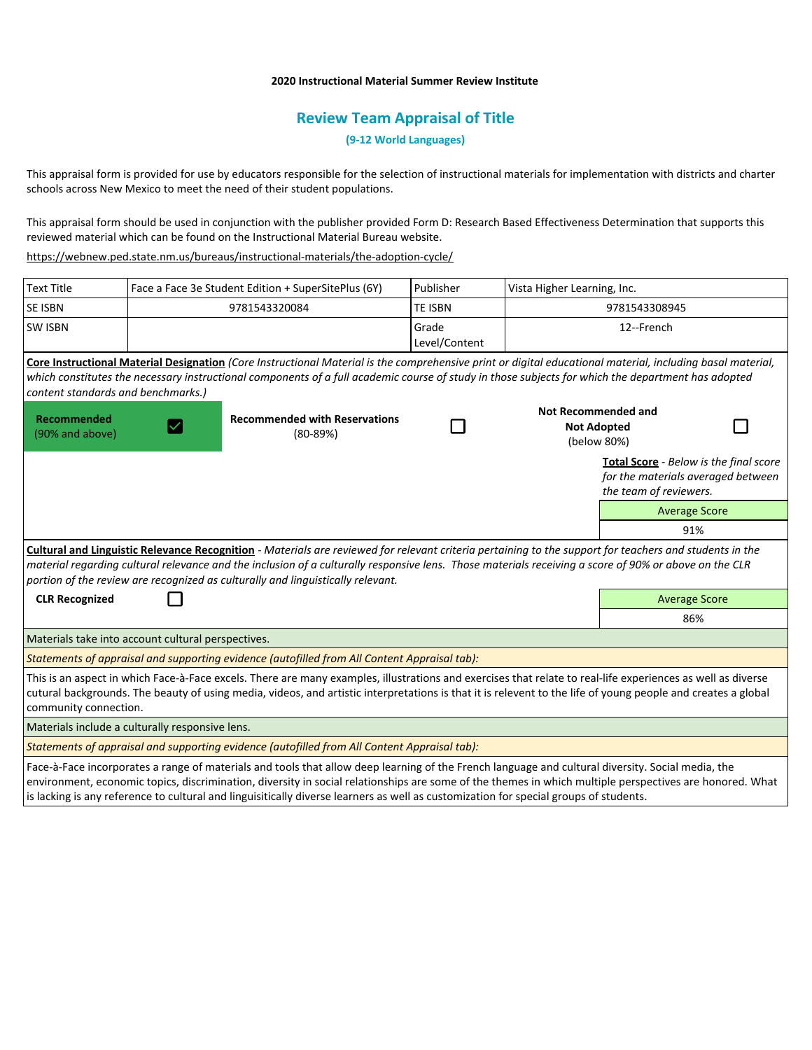**2020 Instructional Material Summer Review Institute**

# Review Team Appraisal of Title

### (9-12 World Languages)

This appraisal form is provided for use by educators responsible for the selection of instructional materials for implementation with districts and charter schools across New Mexico to meet the need of their student populations.

This appraisal form should be used in conjunction with the publisher provided Form D: Research Based Effectiveness Determination that supports this reviewed material which can be found on the Instructional Material Bureau website.

https://webnew.ped.state.nm.us/bureaus/instructional-materials/the-adoption-cycle/

| Text Title | Face a Face 3e Student Edition + SuperSitePlus (6Y) | Publisher | Vista Higher Learning, Inc. |
|---|---|---|---|
| SE ISBN | 9781543320084 | TE ISBN | 9781543308945 |
| SW ISBN | | Grade Level/Content | 12--French |

**Core Instructional Material Designation** *(Core Instructional Material is the comprehensive print or digital educational material, including basal material, which constitutes the necessary instructional components of a full academic course of study in those subjects for which the department has adopted content standards and benchmarks.)*

| **Recommended** (90% and above) | ☑ | **Recommended with Reservations** (80-89%) | ☐ | **Not Recommended and Not Adopted** (below 80%) | ☐ |
|---|---|---|---|---|---|

**Total Score** - *Below is the final score for the materials averaged between the team of reviewers.*

| Average Score |
|---|
| 91% |

**Cultural and Linguistic Relevance Recognition** - *Materials are reviewed for relevant criteria pertaining to the support for teachers and students in the material regarding cultural relevance and the inclusion of a culturally responsive lens. Those materials receiving a score of 90% or above on the CLR portion of the review are recognized as culturally and linguistically relevant.*

**CLR Recognized** ☐

| Average Score |
|---|
| 86% |

Materials take into account cultural perspectives.

*Statements of appraisal and supporting evidence (autofilled from All Content Appraisal tab):*

This is an aspect in which Face-à-Face excels. There are many examples, illustrations and exercises that relate to real-life experiences as well as diverse cutural backgrounds. The beauty of using media, videos, and artistic interpretations is that it is relevent to the life of young people and creates a global community connection.

Materials include a culturally responsive lens.

*Statements of appraisal and supporting evidence (autofilled from All Content Appraisal tab):*

Face-à-Face incorporates a range of materials and tools that allow deep learning of the French language and cultural diversity. Social media, the environment, economic topics, discrimination, diversity in social relationships are some of the themes in which multiple perspectives are honored. What is lacking is any reference to cultural and linguisitically diverse learners as well as customization for special groups of students.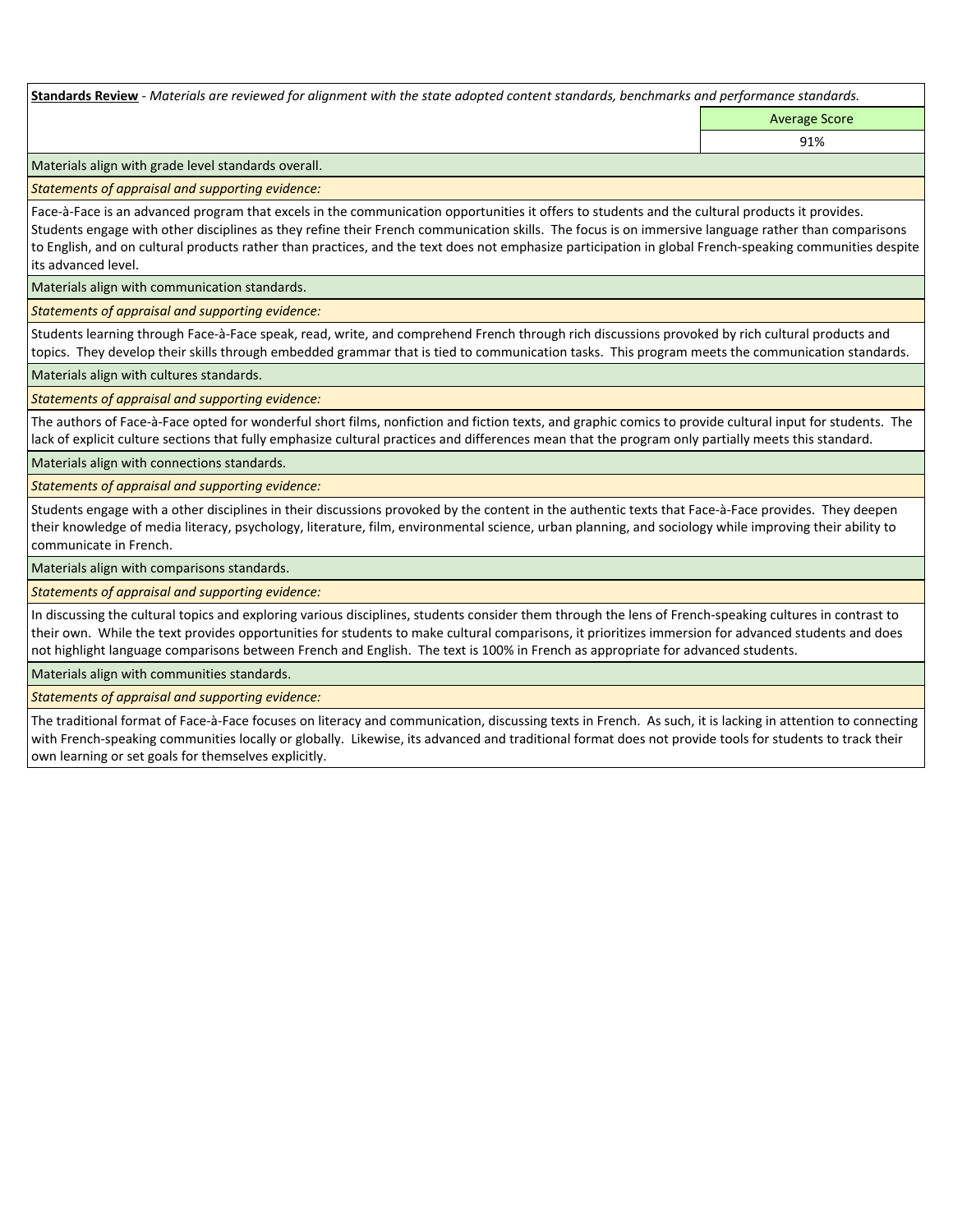**Standards Review** - *Materials are reviewed for alignment with the state adopted content standards, benchmarks and performance standards.*

| | Average Score |
|---|---|
| | 91% |

Materials align with grade level standards overall.

*Statements of appraisal and supporting evidence:*

Face-à-Face is an advanced program that excels in the communication opportunities it offers to students and the cultural products it provides. Students engage with other disciplines as they refine their French communication skills. The focus is on immersive language rather than comparisons to English, and on cultural products rather than practices, and the text does not emphasize participation in global French-speaking communities despite its advanced level.

Materials align with communication standards.

*Statements of appraisal and supporting evidence:*

Students learning through Face-à-Face speak, read, write, and comprehend French through rich discussions provoked by rich cultural products and topics. They develop their skills through embedded grammar that is tied to communication tasks. This program meets the communication standards.

Materials align with cultures standards.

*Statements of appraisal and supporting evidence:*

The authors of Face-à-Face opted for wonderful short films, nonfiction and fiction texts, and graphic comics to provide cultural input for students. The lack of explicit culture sections that fully emphasize cultural practices and differences mean that the program only partially meets this standard.

Materials align with connections standards.

*Statements of appraisal and supporting evidence:*

Students engage with a other disciplines in their discussions provoked by the content in the authentic texts that Face-à-Face provides. They deepen their knowledge of media literacy, psychology, literature, film, environmental science, urban planning, and sociology while improving their ability to communicate in French.

Materials align with comparisons standards.

*Statements of appraisal and supporting evidence:*

In discussing the cultural topics and exploring various disciplines, students consider them through the lens of French-speaking cultures in contrast to their own. While the text provides opportunities for students to make cultural comparisons, it prioritizes immersion for advanced students and does not highlight language comparisons between French and English. The text is 100% in French as appropriate for advanced students.

Materials align with communities standards.

*Statements of appraisal and supporting evidence:*

The traditional format of Face-à-Face focuses on literacy and communication, discussing texts in French. As such, it is lacking in attention to connecting with French-speaking communities locally or globally. Likewise, its advanced and traditional format does not provide tools for students to track their own learning or set goals for themselves explicitly.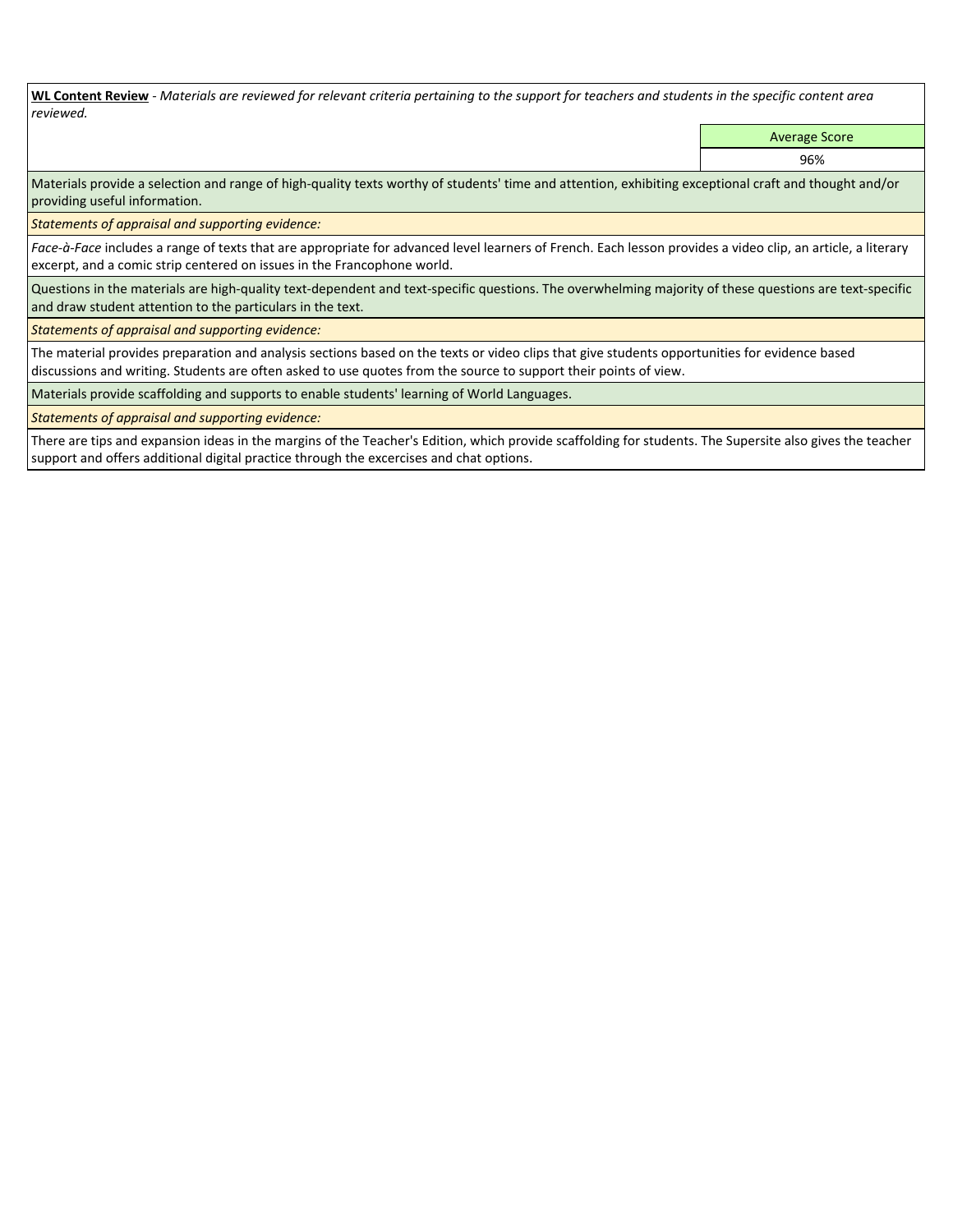**<u>WL Content Review</u>** - *Materials are reviewed for relevant criteria pertaining to the support for teachers and students in the specific content area reviewed.*

| Average Score |
|---|
| 96% |

Materials provide a selection and range of high-quality texts worthy of students' time and attention, exhibiting exceptional craft and thought and/or providing useful information.

*Statements of appraisal and supporting evidence:*

*Face-à-Face* includes a range of texts that are appropriate for advanced level learners of French. Each lesson provides a video clip, an article, a literary excerpt, and a comic strip centered on issues in the Francophone world.

Questions in the materials are high-quality text-dependent and text-specific questions. The overwhelming majority of these questions are text-specific and draw student attention to the particulars in the text.

*Statements of appraisal and supporting evidence:*

The material provides preparation and analysis sections based on the texts or video clips that give students opportunities for evidence based discussions and writing. Students are often asked to use quotes from the source to support their points of view.

Materials provide scaffolding and supports to enable students' learning of World Languages.

*Statements of appraisal and supporting evidence:*

There are tips and expansion ideas in the margins of the Teacher's Edition, which provide scaffolding for students. The Supersite also gives the teacher support and offers additional digital practice through the excercises and chat options.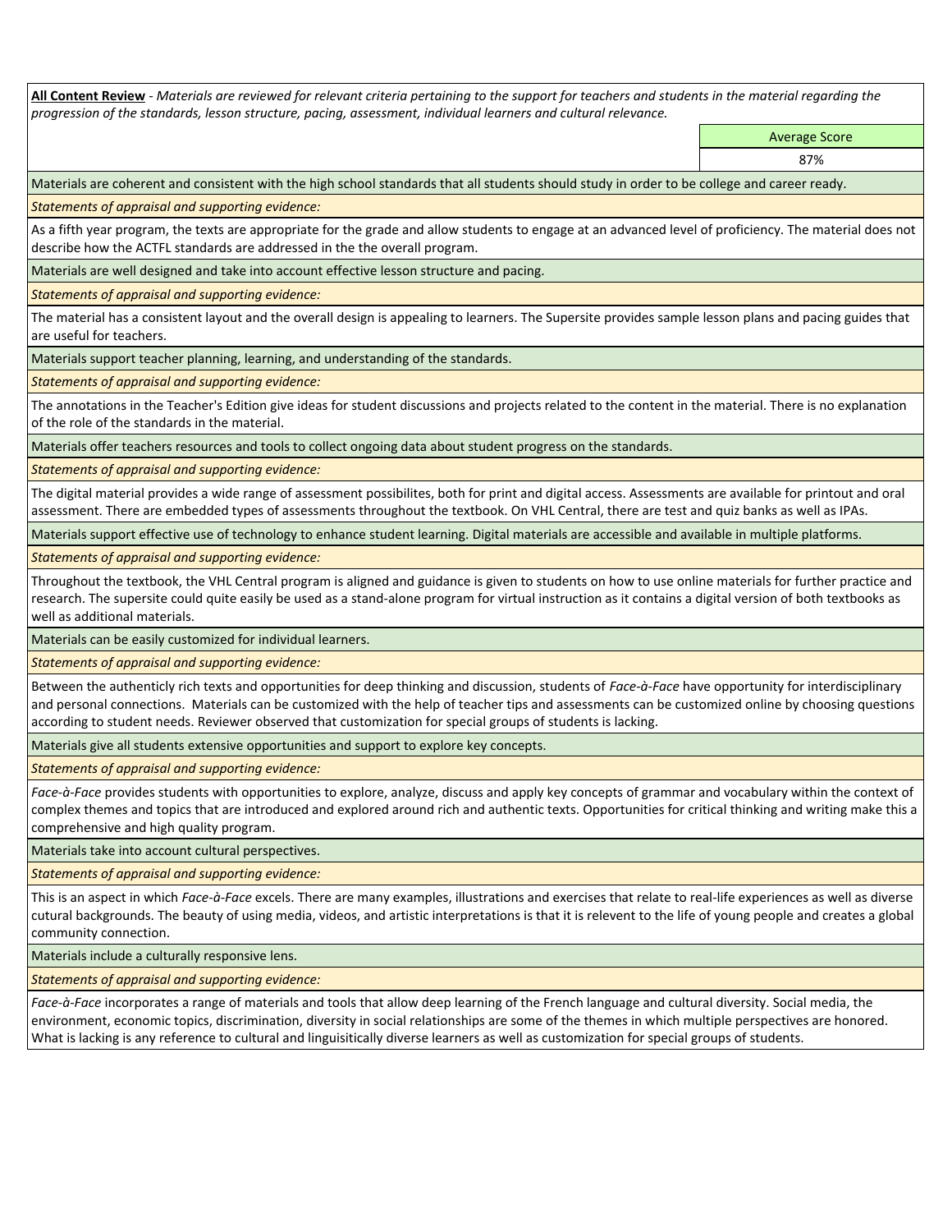**All Content Review** - *Materials are reviewed for relevant criteria pertaining to the support for teachers and students in the material regarding the progression of the standards, lesson structure, pacing, assessment, individual learners and cultural relevance.*

| | Average Score |
|---|---|
| | 87% |

Materials are coherent and consistent with the high school standards that all students should study in order to be college and career ready.

*Statements of appraisal and supporting evidence:*

As a fifth year program, the texts are appropriate for the grade and allow students to engage at an advanced level of proficiency. The material does not describe how the ACTFL standards are addressed in the the overall program.

Materials are well designed and take into account effective lesson structure and pacing.

*Statements of appraisal and supporting evidence:*

The material has a consistent layout and the overall design is appealing to learners. The Supersite provides sample lesson plans and pacing guides that are useful for teachers.

Materials support teacher planning, learning, and understanding of the standards.

*Statements of appraisal and supporting evidence:*

The annotations in the Teacher's Edition give ideas for student discussions and projects related to the content in the material. There is no explanation of the role of the standards in the material.

Materials offer teachers resources and tools to collect ongoing data about student progress on the standards.

*Statements of appraisal and supporting evidence:*

The digital material provides a wide range of assessment possibilites, both for print and digital access. Assessments are available for printout and oral assessment. There are embedded types of assessments throughout the textbook. On VHL Central, there are test and quiz banks as well as IPAs.

Materials support effective use of technology to enhance student learning. Digital materials are accessible and available in multiple platforms.

*Statements of appraisal and supporting evidence:*

Throughout the textbook, the VHL Central program is aligned and guidance is given to students on how to use online materials for further practice and research. The supersite could quite easily be used as a stand-alone program for virtual instruction as it contains a digital version of both textbooks as well as additional materials.

Materials can be easily customized for individual learners.

*Statements of appraisal and supporting evidence:*

Between the authenticly rich texts and opportunities for deep thinking and discussion, students of *Face-à-Face* have opportunity for interdisciplinary and personal connections. Materials can be customized with the help of teacher tips and assessments can be customized online by choosing questions according to student needs. Reviewer observed that customization for special groups of students is lacking.

Materials give all students extensive opportunities and support to explore key concepts.

*Statements of appraisal and supporting evidence:*

*Face-à-Face* provides students with opportunities to explore, analyze, discuss and apply key concepts of grammar and vocabulary within the context of complex themes and topics that are introduced and explored around rich and authentic texts. Opportunities for critical thinking and writing make this a comprehensive and high quality program.

Materials take into account cultural perspectives.

*Statements of appraisal and supporting evidence:*

This is an aspect in which *Face-à-Face* excels. There are many examples, illustrations and exercises that relate to real-life experiences as well as diverse cutural backgrounds. The beauty of using media, videos, and artistic interpretations is that it is relevent to the life of young people and creates a global community connection.

Materials include a culturally responsive lens.

*Statements of appraisal and supporting evidence:*

*Face-à-Face* incorporates a range of materials and tools that allow deep learning of the French language and cultural diversity. Social media, the environment, economic topics, discrimination, diversity in social relationships are some of the themes in which multiple perspectives are honored. What is lacking is any reference to cultural and linguisitically diverse learners as well as customization for special groups of students.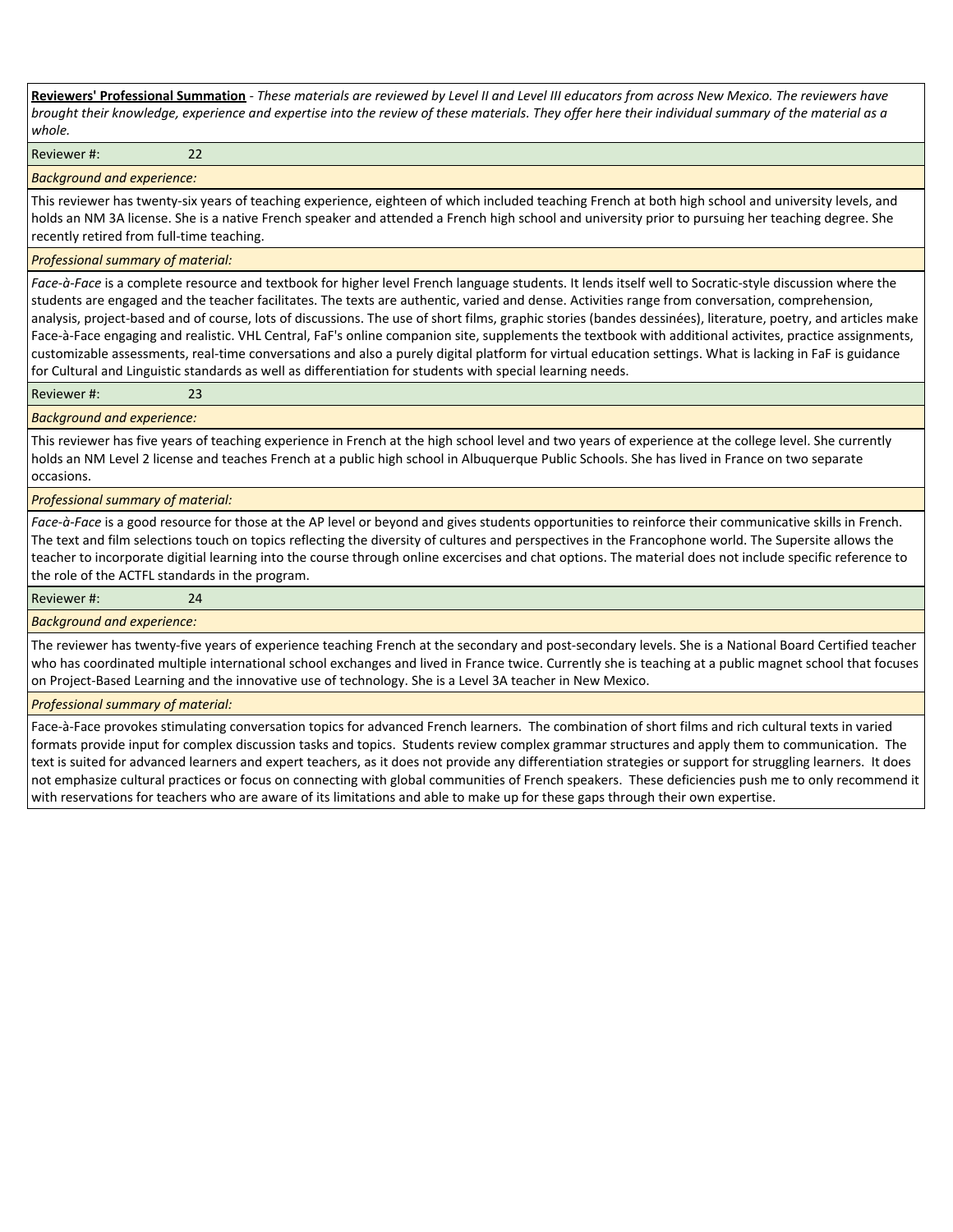**Reviewers' Professional Summation** - *These materials are reviewed by Level II and Level III educators from across New Mexico. The reviewers have brought their knowledge, experience and expertise into the review of these materials. They offer here their individual summary of the material as a whole.*

Reviewer #: 22

*Background and experience:*

This reviewer has twenty-six years of teaching experience, eighteen of which included teaching French at both high school and university levels, and holds an NM 3A license. She is a native French speaker and attended a French high school and university prior to pursuing her teaching degree. She recently retired from full-time teaching.

*Professional summary of material:*

*Face-à-Face* is a complete resource and textbook for higher level French language students. It lends itself well to Socratic-style discussion where the students are engaged and the teacher facilitates. The texts are authentic, varied and dense. Activities range from conversation, comprehension, analysis, project-based and of course, lots of discussions. The use of short films, graphic stories (bandes dessinées), literature, poetry, and articles make Face-à-Face engaging and realistic. VHL Central, FaF's online companion site, supplements the textbook with additional activites, practice assignments, customizable assessments, real-time conversations and also a purely digital platform for virtual education settings. What is lacking in FaF is guidance for Cultural and Linguistic standards as well as differentiation for students with special learning needs.

Reviewer #: 23

*Background and experience:*

This reviewer has five years of teaching experience in French at the high school level and two years of experience at the college level. She currently holds an NM Level 2 license and teaches French at a public high school in Albuquerque Public Schools. She has lived in France on two separate occasions.

*Professional summary of material:*

*Face-à-Face* is a good resource for those at the AP level or beyond and gives students opportunities to reinforce their communicative skills in French. The text and film selections touch on topics reflecting the diversity of cultures and perspectives in the Francophone world. The Supersite allows the teacher to incorporate digitial learning into the course through online excercises and chat options. The material does not include specific reference to the role of the ACTFL standards in the program.

Reviewer #: 24

*Background and experience:*

The reviewer has twenty-five years of experience teaching French at the secondary and post-secondary levels. She is a National Board Certified teacher who has coordinated multiple international school exchanges and lived in France twice. Currently she is teaching at a public magnet school that focuses on Project-Based Learning and the innovative use of technology. She is a Level 3A teacher in New Mexico.

*Professional summary of material:*

Face-à-Face provokes stimulating conversation topics for advanced French learners. The combination of short films and rich cultural texts in varied formats provide input for complex discussion tasks and topics. Students review complex grammar structures and apply them to communication. The text is suited for advanced learners and expert teachers, as it does not provide any differentiation strategies or support for struggling learners. It does not emphasize cultural practices or focus on connecting with global communities of French speakers. These deficiencies push me to only recommend it with reservations for teachers who are aware of its limitations and able to make up for these gaps through their own expertise.